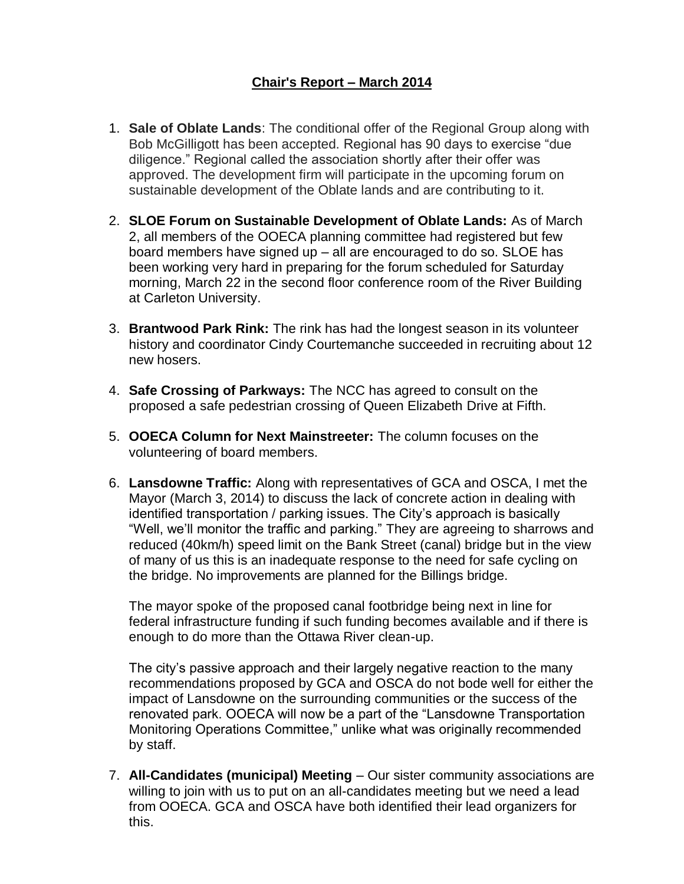# Chair's Report – March 2014

1. **Sale of Oblate Lands**: The conditional offer of the Regional Group along with Bob McGilligott has been accepted. Regional has 90 days to exercise "due diligence." Regional called the association shortly after their offer was approved. The development firm will participate in the upcoming forum on sustainable development of the Oblate lands and are contributing to it.

2. **SLOE Forum on Sustainable Development of Oblate Lands:** As of March 2, all members of the OOECA planning committee had registered but few board members have signed up – all are encouraged to do so. SLOE has been working very hard in preparing for the forum scheduled for Saturday morning, March 22 in the second floor conference room of the River Building at Carleton University.

3. **Brantwood Park Rink:** The rink has had the longest season in its volunteer history and coordinator Cindy Courtemanche succeeded in recruiting about 12 new hosers.

4. **Safe Crossing of Parkways:** The NCC has agreed to consult on the proposed a safe pedestrian crossing of Queen Elizabeth Drive at Fifth.

5. **OOECA Column for Next Mainstreeter:** The column focuses on the volunteering of board members.

6. **Lansdowne Traffic:** Along with representatives of GCA and OSCA, I met the Mayor (March 3, 2014) to discuss the lack of concrete action in dealing with identified transportation / parking issues. The City's approach is basically "Well, we'll monitor the traffic and parking." They are agreeing to sharrows and reduced (40km/h) speed limit on the Bank Street (canal) bridge but in the view of many of us this is an inadequate response to the need for safe cycling on the bridge. No improvements are planned for the Billings bridge.

   The mayor spoke of the proposed canal footbridge being next in line for federal infrastructure funding if such funding becomes available and if there is enough to do more than the Ottawa River clean-up.

   The city's passive approach and their largely negative reaction to the many recommendations proposed by GCA and OSCA do not bode well for either the impact of Lansdowne on the surrounding communities or the success of the renovated park. OOECA will now be a part of the "Lansdowne Transportation Monitoring Operations Committee," unlike what was originally recommended by staff.

7. **All-Candidates (municipal) Meeting** – Our sister community associations are willing to join with us to put on an all-candidates meeting but we need a lead from OOECA. GCA and OSCA have both identified their lead organizers for this.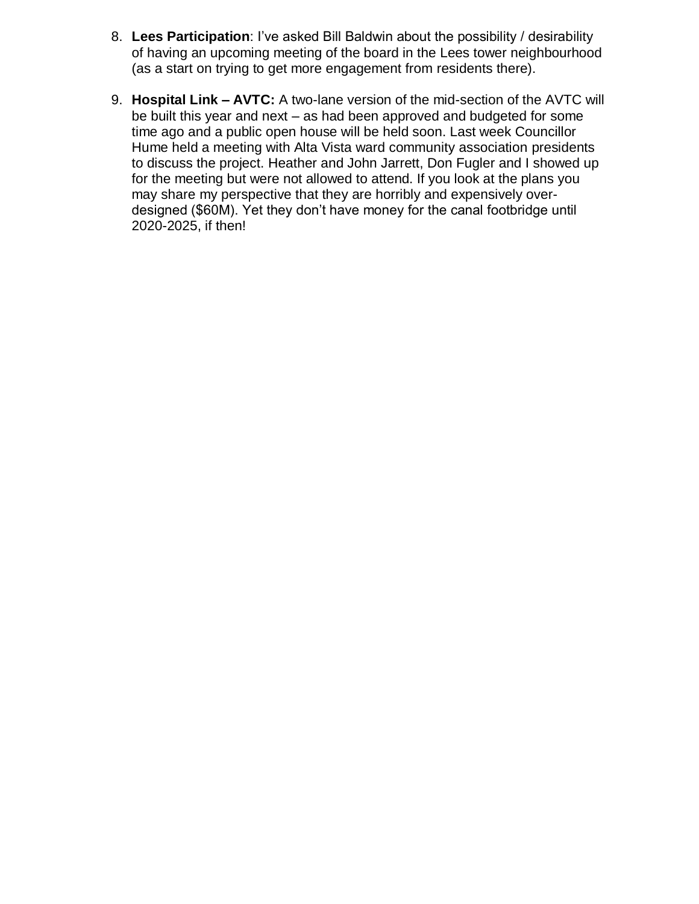8. **Lees Participation**: I've asked Bill Baldwin about the possibility / desirability of having an upcoming meeting of the board in the Lees tower neighbourhood (as a start on trying to get more engagement from residents there).

9. **Hospital Link – AVTC:** A two-lane version of the mid-section of the AVTC will be built this year and next – as had been approved and budgeted for some time ago and a public open house will be held soon. Last week Councillor Hume held a meeting with Alta Vista ward community association presidents to discuss the project. Heather and John Jarrett, Don Fugler and I showed up for the meeting but were not allowed to attend. If you look at the plans you may share my perspective that they are horribly and expensively over-designed ($60M). Yet they don't have money for the canal footbridge until 2020-2025, if then!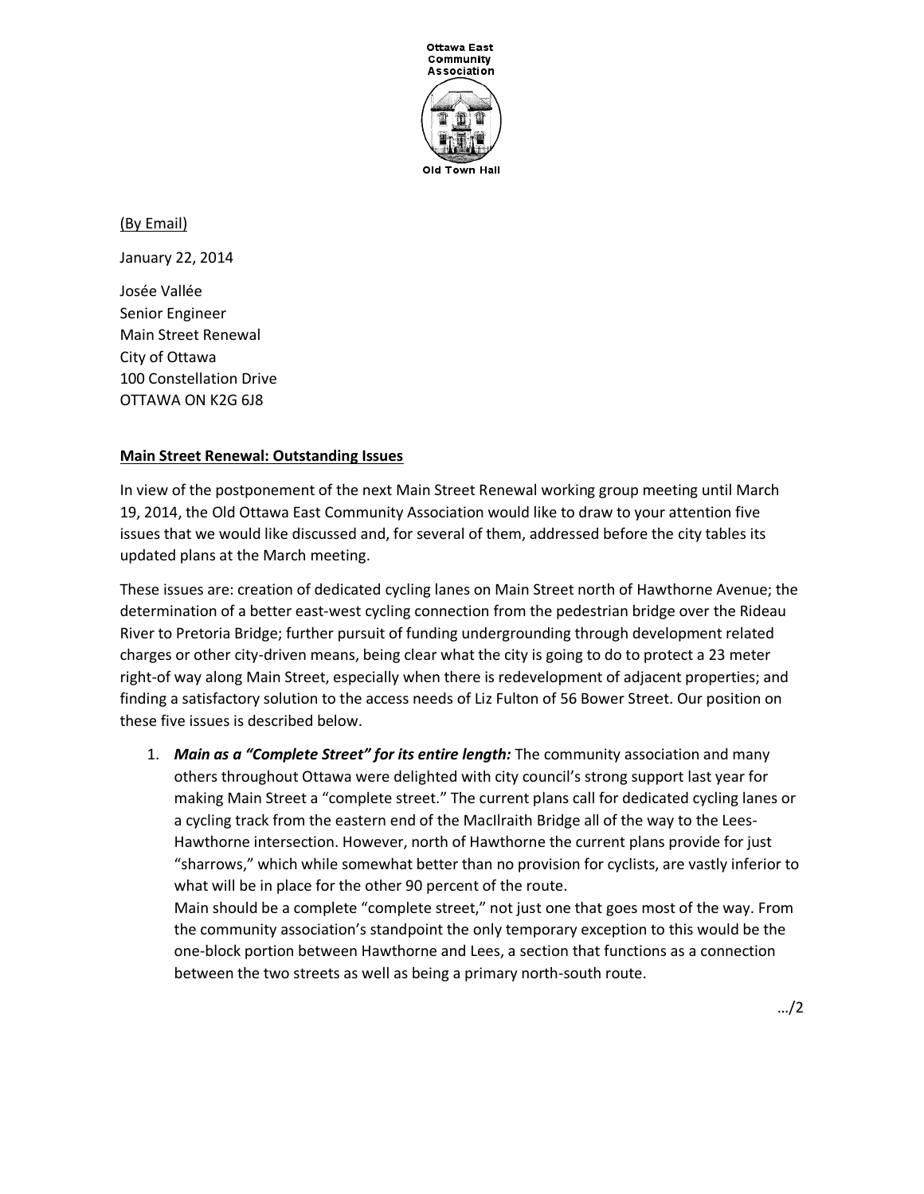Ottawa East Community Association

Old Town Hall

(By Email)

January 22, 2014

Josée Vallée
Senior Engineer
Main Street Renewal
City of Ottawa
100 Constellation Drive
OTTAWA ON K2G 6J8

**Main Street Renewal: Outstanding Issues**

In view of the postponement of the next Main Street Renewal working group meeting until March 19, 2014, the Old Ottawa East Community Association would like to draw to your attention five issues that we would like discussed and, for several of them, addressed before the city tables its updated plans at the March meeting.

These issues are: creation of dedicated cycling lanes on Main Street north of Hawthorne Avenue; the determination of a better east-west cycling connection from the pedestrian bridge over the Rideau River to Pretoria Bridge; further pursuit of funding undergrounding through development related charges or other city-driven means, being clear what the city is going to do to protect a 23 meter right-of way along Main Street, especially when there is redevelopment of adjacent properties; and finding a satisfactory solution to the access needs of Liz Fulton of 56 Bower Street. Our position on these five issues is described below.

1. ***Main as a "Complete Street" for its entire length:*** The community association and many others throughout Ottawa were delighted with city council's strong support last year for making Main Street a "complete street." The current plans call for dedicated cycling lanes or a cycling track from the eastern end of the MacIlraith Bridge all of the way to the Lees-Hawthorne intersection. However, north of Hawthorne the current plans provide for just "sharrows," which while somewhat better than no provision for cyclists, are vastly inferior to what will be in place for the other 90 percent of the route.
   Main should be a complete "complete street," not just one that goes most of the way. From the community association's standpoint the only temporary exception to this would be the one-block portion between Hawthorne and Lees, a section that functions as a connection between the two streets as well as being a primary north-south route.

…/2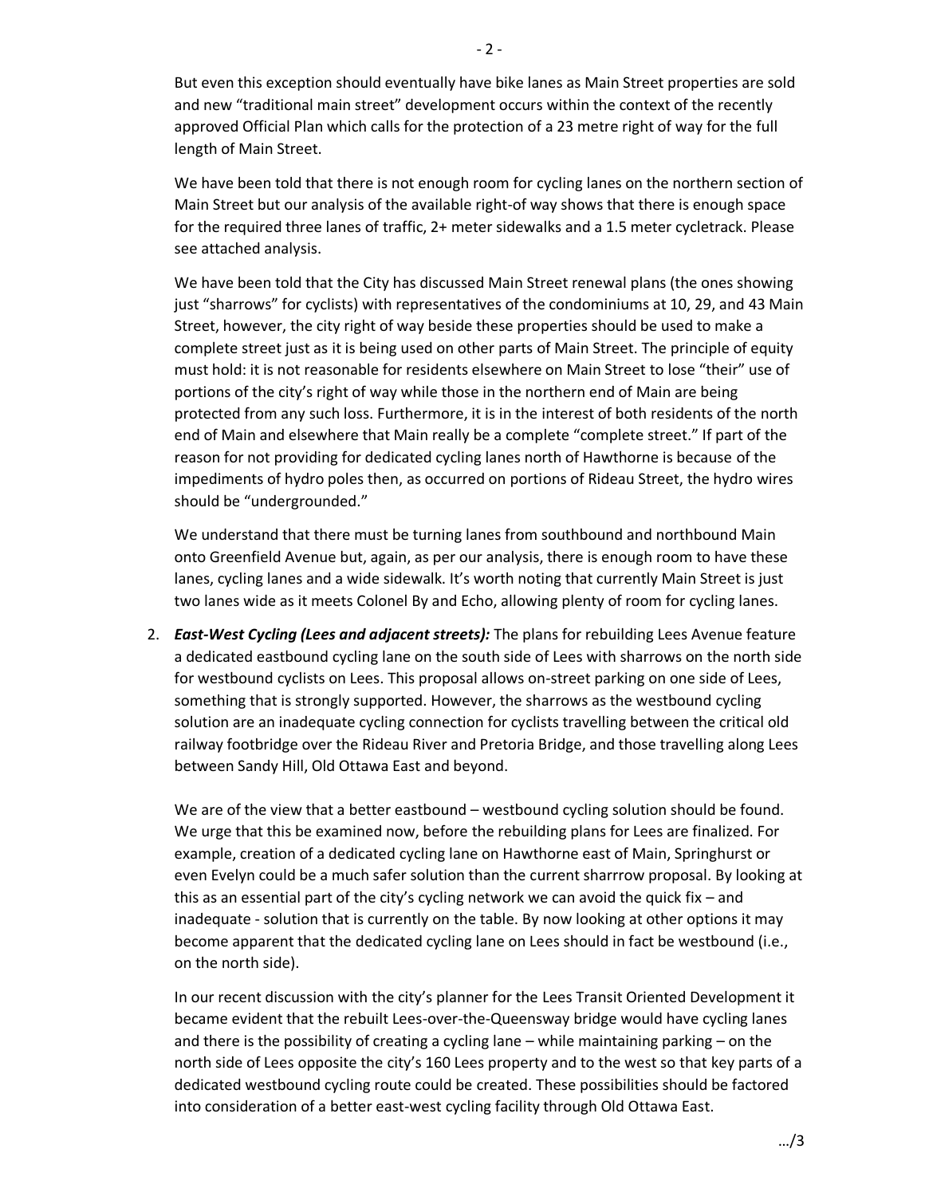But even this exception should eventually have bike lanes as Main Street properties are sold and new "traditional main street" development occurs within the context of the recently approved Official Plan which calls for the protection of a 23 metre right of way for the full length of Main Street.

We have been told that there is not enough room for cycling lanes on the northern section of Main Street but our analysis of the available right-of way shows that there is enough space for the required three lanes of traffic, 2+ meter sidewalks and a 1.5 meter cycletrack. Please see attached analysis.

We have been told that the City has discussed Main Street renewal plans (the ones showing just "sharrows" for cyclists) with representatives of the condominiums at 10, 29, and 43 Main Street, however, the city right of way beside these properties should be used to make a complete street just as it is being used on other parts of Main Street. The principle of equity must hold: it is not reasonable for residents elsewhere on Main Street to lose "their" use of portions of the city's right of way while those in the northern end of Main are being protected from any such loss. Furthermore, it is in the interest of both residents of the north end of Main and elsewhere that Main really be a complete "complete street." If part of the reason for not providing for dedicated cycling lanes north of Hawthorne is because of the impediments of hydro poles then, as occurred on portions of Rideau Street, the hydro wires should be "undergrounded."

We understand that there must be turning lanes from southbound and northbound Main onto Greenfield Avenue but, again, as per our analysis, there is enough room to have these lanes, cycling lanes and a wide sidewalk. It's worth noting that currently Main Street is just two lanes wide as it meets Colonel By and Echo, allowing plenty of room for cycling lanes.

2. ***East-West Cycling (Lees and adjacent streets):*** The plans for rebuilding Lees Avenue feature a dedicated eastbound cycling lane on the south side of Lees with sharrows on the north side for westbound cyclists on Lees. This proposal allows on-street parking on one side of Lees, something that is strongly supported. However, the sharrows as the westbound cycling solution are an inadequate cycling connection for cyclists travelling between the critical old railway footbridge over the Rideau River and Pretoria Bridge, and those travelling along Lees between Sandy Hill, Old Ottawa East and beyond.

   We are of the view that a better eastbound – westbound cycling solution should be found. We urge that this be examined now, before the rebuilding plans for Lees are finalized. For example, creation of a dedicated cycling lane on Hawthorne east of Main, Springhurst or even Evelyn could be a much safer solution than the current sharrrow proposal. By looking at this as an essential part of the city's cycling network we can avoid the quick fix – and inadequate - solution that is currently on the table. By now looking at other options it may become apparent that the dedicated cycling lane on Lees should in fact be westbound (i.e., on the north side).

   In our recent discussion with the city's planner for the Lees Transit Oriented Development it became evident that the rebuilt Lees-over-the-Queensway bridge would have cycling lanes and there is the possibility of creating a cycling lane – while maintaining parking – on the north side of Lees opposite the city's 160 Lees property and to the west so that key parts of a dedicated westbound cycling route could be created. These possibilities should be factored into consideration of a better east-west cycling facility through Old Ottawa East.

…/3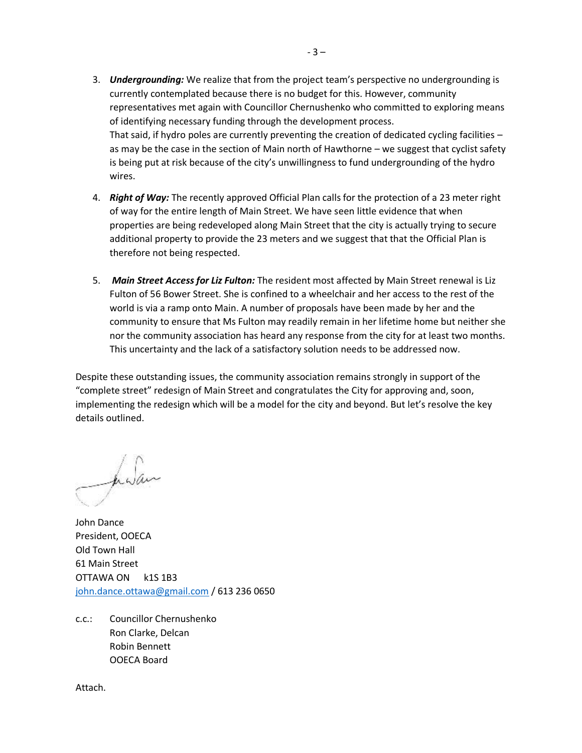3. ***Undergrounding:*** We realize that from the project team's perspective no undergrounding is currently contemplated because there is no budget for this. However, community representatives met again with Councillor Chernushenko who committed to exploring means of identifying necessary funding through the development process.
   That said, if hydro poles are currently preventing the creation of dedicated cycling facilities – as may be the case in the section of Main north of Hawthorne – we suggest that cyclist safety is being put at risk because of the city's unwillingness to fund undergrounding of the hydro wires.

4. ***Right of Way:*** The recently approved Official Plan calls for the protection of a 23 meter right of way for the entire length of Main Street. We have seen little evidence that when properties are being redeveloped along Main Street that the city is actually trying to secure additional property to provide the 23 meters and we suggest that that the Official Plan is therefore not being respected.

5. ***Main Street Access for Liz Fulton:*** The resident most affected by Main Street renewal is Liz Fulton of 56 Bower Street. She is confined to a wheelchair and her access to the rest of the world is via a ramp onto Main. A number of proposals have been made by her and the community to ensure that Ms Fulton may readily remain in her lifetime home but neither she nor the community association has heard any response from the city for at least two months. This uncertainty and the lack of a satisfactory solution needs to be addressed now.

Despite these outstanding issues, the community association remains strongly in support of the "complete street" redesign of Main Street and congratulates the City for approving and, soon, implementing the redesign which will be a model for the city and beyond. But let's resolve the key details outlined.

John Dance
President, OOECA
Old Town Hall
61 Main Street
OTTAWA ON k1S 1B3
john.dance.ottawa@gmail.com / 613 236 0650

c.c.: Councillor Chernushenko
Ron Clarke, Delcan
Robin Bennett
OOECA Board

Attach.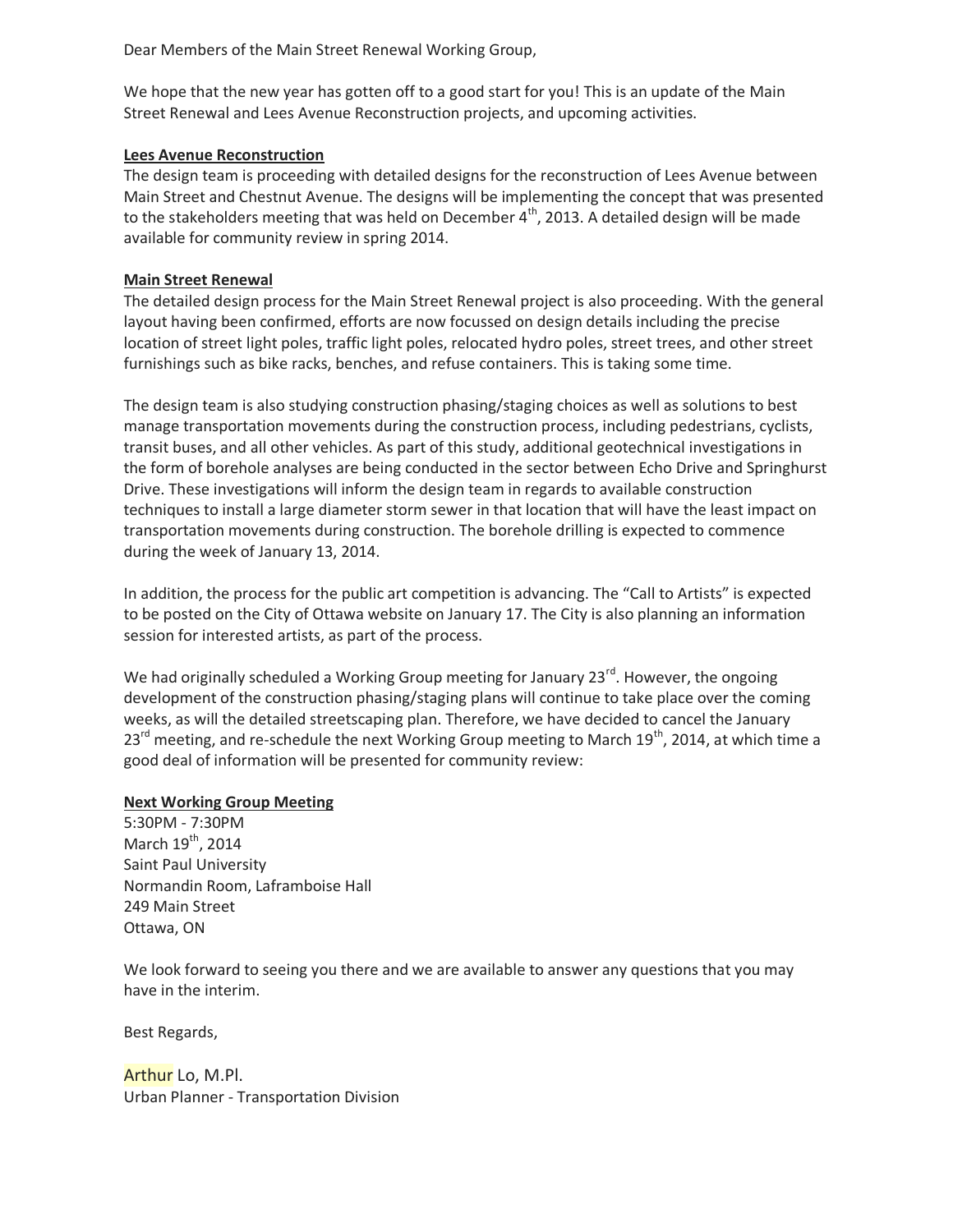Dear Members of the Main Street Renewal Working Group,

We hope that the new year has gotten off to a good start for you! This is an update of the Main Street Renewal and Lees Avenue Reconstruction projects, and upcoming activities.

**Lees Avenue Reconstruction**

The design team is proceeding with detailed designs for the reconstruction of Lees Avenue between Main Street and Chestnut Avenue. The designs will be implementing the concept that was presented to the stakeholders meeting that was held on December 4th, 2013. A detailed design will be made available for community review in spring 2014.

**Main Street Renewal**

The detailed design process for the Main Street Renewal project is also proceeding. With the general layout having been confirmed, efforts are now focussed on design details including the precise location of street light poles, traffic light poles, relocated hydro poles, street trees, and other street furnishings such as bike racks, benches, and refuse containers. This is taking some time.

The design team is also studying construction phasing/staging choices as well as solutions to best manage transportation movements during the construction process, including pedestrians, cyclists, transit buses, and all other vehicles. As part of this study, additional geotechnical investigations in the form of borehole analyses are being conducted in the sector between Echo Drive and Springhurst Drive. These investigations will inform the design team in regards to available construction techniques to install a large diameter storm sewer in that location that will have the least impact on transportation movements during construction. The borehole drilling is expected to commence during the week of January 13, 2014.

In addition, the process for the public art competition is advancing. The "Call to Artists" is expected to be posted on the City of Ottawa website on January 17. The City is also planning an information session for interested artists, as part of the process.

We had originally scheduled a Working Group meeting for January 23rd. However, the ongoing development of the construction phasing/staging plans will continue to take place over the coming weeks, as will the detailed streetscaping plan. Therefore, we have decided to cancel the January 23rd meeting, and re-schedule the next Working Group meeting to March 19th, 2014, at which time a good deal of information will be presented for community review:

**Next Working Group Meeting**

5:30PM - 7:30PM  
March 19th, 2014  
Saint Paul University  
Normandin Room, Laframboise Hall  
249 Main Street  
Ottawa, ON

We look forward to seeing you there and we are available to answer any questions that you may have in the interim.

Best Regards,

Arthur Lo, M.Pl.  
Urban Planner - Transportation Division